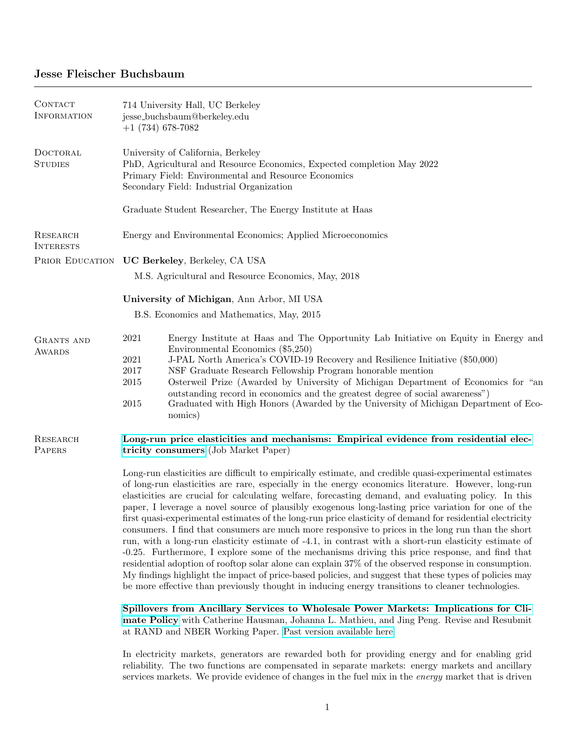# Jesse Fleischer Buchsbaum

## Contact Information

714 University Hall, UC Berkeley
jesse_buchsbaum@berkeley.edu
+1 (734) 678-7082

## Doctoral Studies

University of California, Berkeley
PhD, Agricultural and Resource Economics, Expected completion May 2022
Primary Field: Environmental and Resource Economics
Secondary Field: Industrial Organization

Graduate Student Researcher, The Energy Institute at Haas

## Research Interests

Energy and Environmental Economics; Applied Microeconomics

## Prior Education

**UC Berkeley**, Berkeley, CA USA

M.S. Agricultural and Resource Economics, May, 2018

**University of Michigan**, Ann Arbor, MI USA

B.S. Economics and Mathematics, May, 2015

## Grants and Awards

- 2021 — Energy Institute at Haas and The Opportunity Lab Initiative on Equity in Energy and Environmental Economics ($5,250)
- 2021 — J-PAL North America's COVID-19 Recovery and Resilience Initiative ($50,000)
- 2017 — NSF Graduate Research Fellowship Program honorable mention
- 2015 — Osterweil Prize (Awarded by University of Michigan Department of Economics for "an outstanding record in economics and the greatest degree of social awareness")
- 2015 — Graduated with High Honors (Awarded by the University of Michigan Department of Economics)

## Research Papers

**Long-run price elasticities and mechanisms: Empirical evidence from residential electricity consumers** (Job Market Paper)

Long-run elasticities are difficult to empirically estimate, and credible quasi-experimental estimates of long-run elasticities are rare, especially in the energy economics literature. However, long-run elasticities are crucial for calculating welfare, forecasting demand, and evaluating policy. In this paper, I leverage a novel source of plausibly exogenous long-lasting price variation for one of the first quasi-experimental estimates of the long-run price elasticity of demand for residential electricity consumers. I find that consumers are much more responsive to prices in the long run than the short run, with a long-run elasticity estimate of -4.1, in contrast with a short-run elasticity estimate of -0.25. Furthermore, I explore some of the mechanisms driving this price response, and find that residential adoption of rooftop solar alone can explain 37% of the observed response in consumption. My findings highlight the impact of price-based policies, and suggest that these types of policies may be more effective than previously thought in inducing energy transitions to cleaner technologies.

**Spillovers from Ancillary Services to Wholesale Power Markets: Implications for Climate Policy** with Catherine Hausman, Johanna L. Mathieu, and Jing Peng. Revise and Resubmit at RAND and NBER Working Paper. Past version available here

In electricity markets, generators are rewarded both for providing energy and for enabling grid reliability. The two functions are compensated in separate markets: energy markets and ancillary services markets. We provide evidence of changes in the fuel mix in the *energy* market that is driven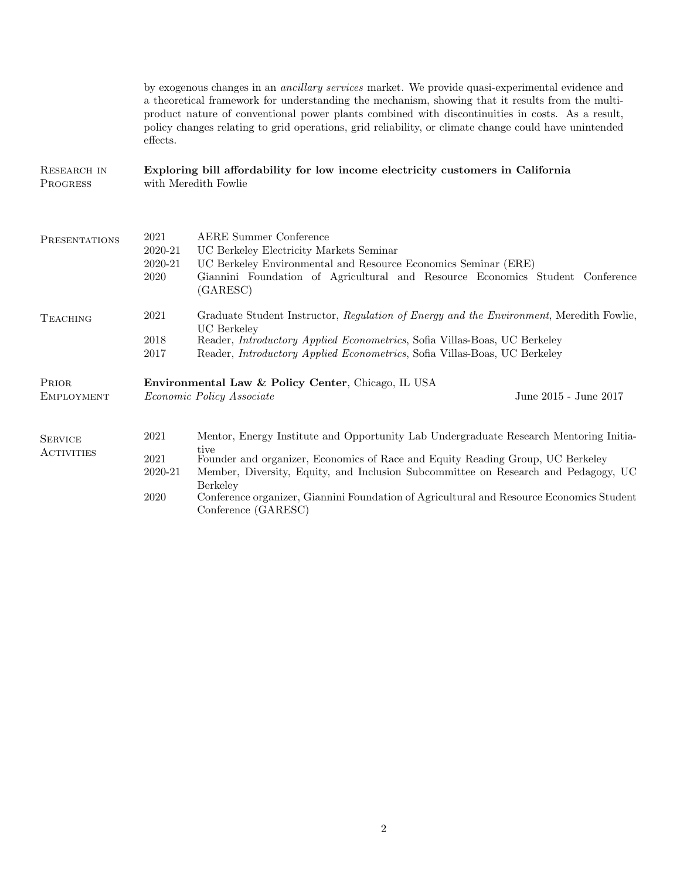by exogenous changes in an *ancillary services* market. We provide quasi-experimental evidence and a theoretical framework for understanding the mechanism, showing that it results from the multi-product nature of conventional power plants combined with discontinuities in costs. As a result, policy changes relating to grid operations, grid reliability, or climate change could have unintended effects.

## Research in Progress

**Exploring bill affordability for low income electricity customers in California**
with Meredith Fowlie

## Presentations

| | |
|---|---|
| 2021 | AERE Summer Conference |
| 2020-21 | UC Berkeley Electricity Markets Seminar |
| 2020-21 | UC Berkeley Environmental and Resource Economics Seminar (ERE) |
| 2020 | Giannini Foundation of Agricultural and Resource Economics Student Conference (GARESC) |

## Teaching

| | |
|---|---|
| 2021 | Graduate Student Instructor, *Regulation of Energy and the Environment*, Meredith Fowlie, UC Berkeley |
| 2018 | Reader, *Introductory Applied Econometrics*, Sofia Villas-Boas, UC Berkeley |
| 2017 | Reader, *Introductory Applied Econometrics*, Sofia Villas-Boas, UC Berkeley |

## Prior Employment

**Environmental Law & Policy Center**, Chicago, IL USA
*Economic Policy Associate* June 2015 - June 2017

## Service Activities

| | |
|---|---|
| 2021 | Mentor, Energy Institute and Opportunity Lab Undergraduate Research Mentoring Initiative |
| 2021 | Founder and organizer, Economics of Race and Equity Reading Group, UC Berkeley |
| 2020-21 | Member, Diversity, Equity, and Inclusion Subcommittee on Research and Pedagogy, UC Berkeley |
| 2020 | Conference organizer, Giannini Foundation of Agricultural and Resource Economics Student Conference (GARESC) |